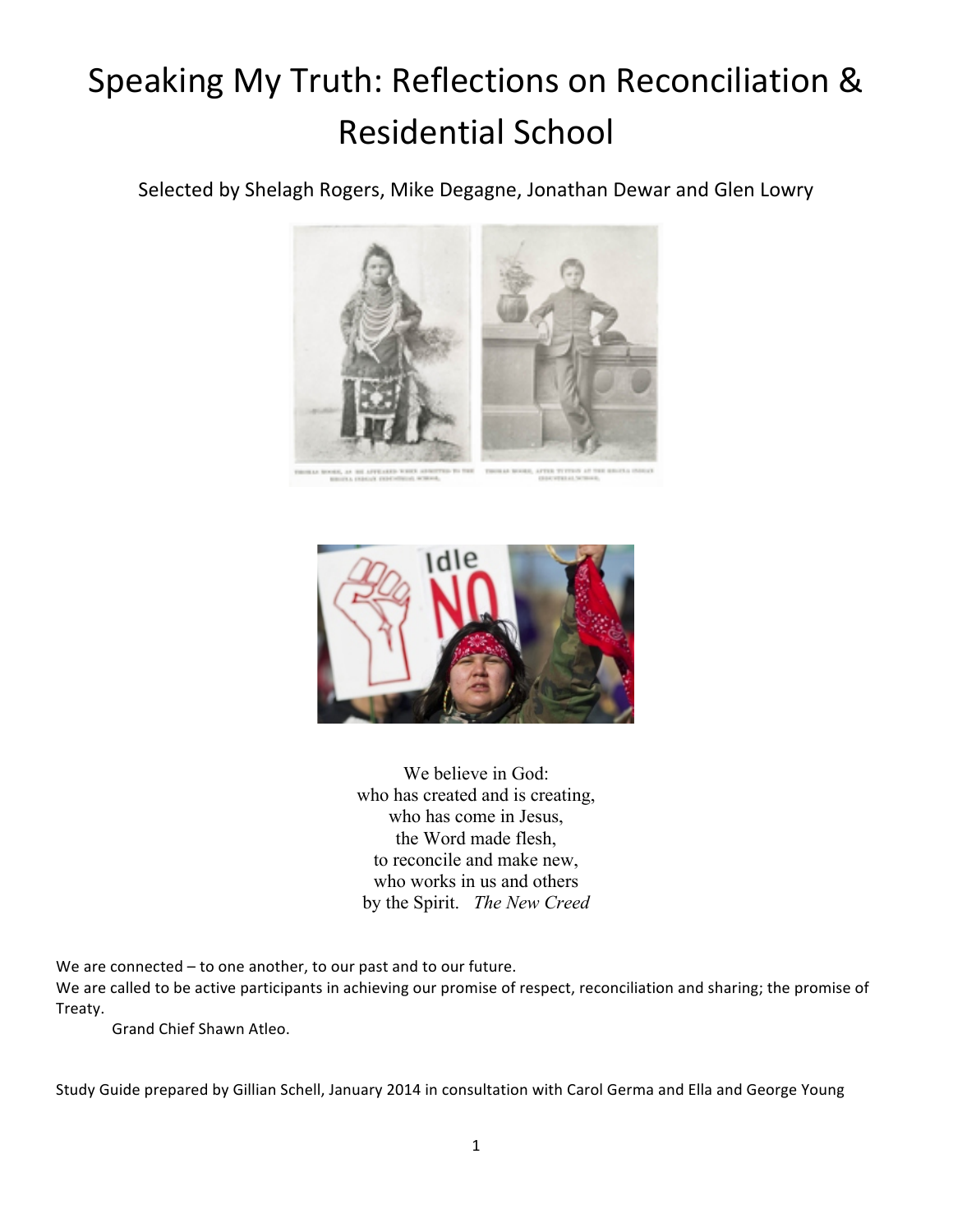# Speaking My Truth: Reflections on Reconciliation & Residential School

Selected by Shelagh Rogers, Mike Degagne, Jonathan Dewar and Glen Lowry

We believe in God:
who has created and is creating,
who has come in Jesus,
the Word made flesh,
to reconcile and make new,
who works in us and others
by the Spirit. *The New Creed*

We are connected – to one another, to our past and to our future.
We are called to be active participants in achieving our promise of respect, reconciliation and sharing; the promise of Treaty.

Grand Chief Shawn Atleo.

Study Guide prepared by Gillian Schell, January 2014 in consultation with Carol Germa and Ella and George Young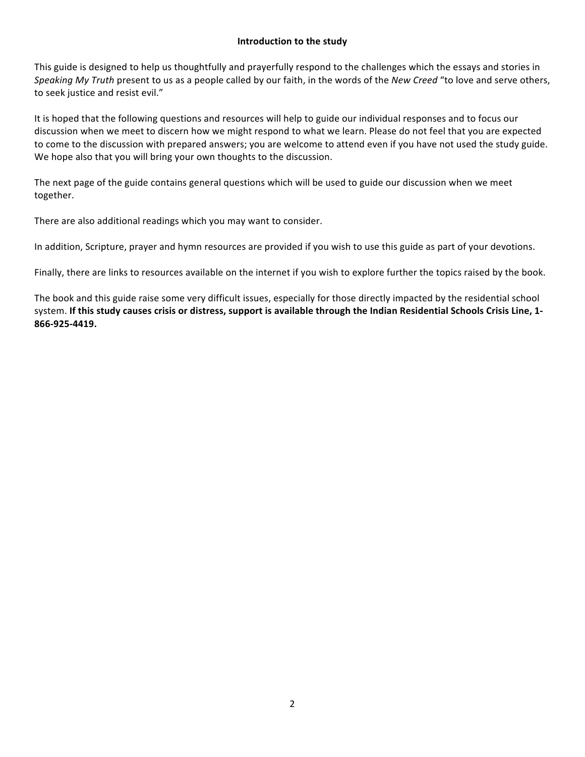## Introduction to the study

This guide is designed to help us thoughtfully and prayerfully respond to the challenges which the essays and stories in *Speaking My Truth* present to us as a people called by our faith, in the words of the *New Creed* "to love and serve others, to seek justice and resist evil."

It is hoped that the following questions and resources will help to guide our individual responses and to focus our discussion when we meet to discern how we might respond to what we learn. Please do not feel that you are expected to come to the discussion with prepared answers; you are welcome to attend even if you have not used the study guide. We hope also that you will bring your own thoughts to the discussion.

The next page of the guide contains general questions which will be used to guide our discussion when we meet together.

There are also additional readings which you may want to consider.

In addition, Scripture, prayer and hymn resources are provided if you wish to use this guide as part of your devotions.

Finally, there are links to resources available on the internet if you wish to explore further the topics raised by the book.

The book and this guide raise some very difficult issues, especially for those directly impacted by the residential school system. **If this study causes crisis or distress, support is available through the Indian Residential Schools Crisis Line, 1-866-925-4419.**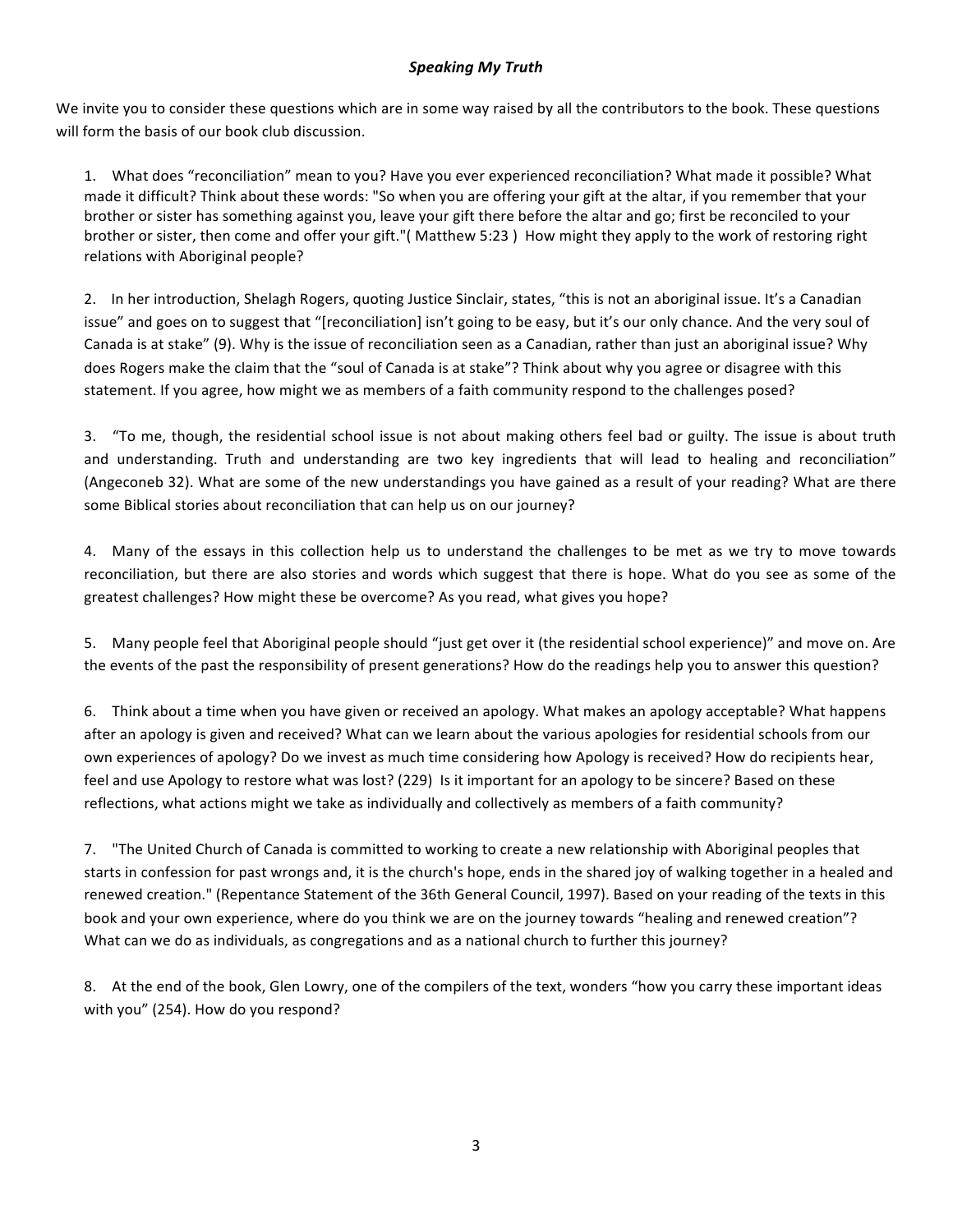***Speaking My Truth***

We invite you to consider these questions which are in some way raised by all the contributors to the book. These questions will form the basis of our book club discussion.

1. What does "reconciliation" mean to you? Have you ever experienced reconciliation? What made it possible? What made it difficult? Think about these words: "So when you are offering your gift at the altar, if you remember that your brother or sister has something against you, leave your gift there before the altar and go; first be reconciled to your brother or sister, then come and offer your gift."( Matthew 5:23 ) How might they apply to the work of restoring right relations with Aboriginal people?

2. In her introduction, Shelagh Rogers, quoting Justice Sinclair, states, "this is not an aboriginal issue. It's a Canadian issue" and goes on to suggest that "[reconciliation] isn't going to be easy, but it's our only chance. And the very soul of Canada is at stake" (9). Why is the issue of reconciliation seen as a Canadian, rather than just an aboriginal issue? Why does Rogers make the claim that the "soul of Canada is at stake"? Think about why you agree or disagree with this statement. If you agree, how might we as members of a faith community respond to the challenges posed?

3. "To me, though, the residential school issue is not about making others feel bad or guilty. The issue is about truth and understanding. Truth and understanding are two key ingredients that will lead to healing and reconciliation" (Angeconeb 32). What are some of the new understandings you have gained as a result of your reading? What are there some Biblical stories about reconciliation that can help us on our journey?

4. Many of the essays in this collection help us to understand the challenges to be met as we try to move towards reconciliation, but there are also stories and words which suggest that there is hope. What do you see as some of the greatest challenges? How might these be overcome? As you read, what gives you hope?

5. Many people feel that Aboriginal people should "just get over it (the residential school experience)" and move on. Are the events of the past the responsibility of present generations? How do the readings help you to answer this question?

6. Think about a time when you have given or received an apology. What makes an apology acceptable? What happens after an apology is given and received? What can we learn about the various apologies for residential schools from our own experiences of apology? Do we invest as much time considering how Apology is received? How do recipients hear, feel and use Apology to restore what was lost? (229) Is it important for an apology to be sincere? Based on these reflections, what actions might we take as individually and collectively as members of a faith community?

7. "The United Church of Canada is committed to working to create a new relationship with Aboriginal peoples that starts in confession for past wrongs and, it is the church's hope, ends in the shared joy of walking together in a healed and renewed creation." (Repentance Statement of the 36th General Council, 1997). Based on your reading of the texts in this book and your own experience, where do you think we are on the journey towards "healing and renewed creation"? What can we do as individuals, as congregations and as a national church to further this journey?

8. At the end of the book, Glen Lowry, one of the compilers of the text, wonders "how you carry these important ideas with you" (254). How do you respond?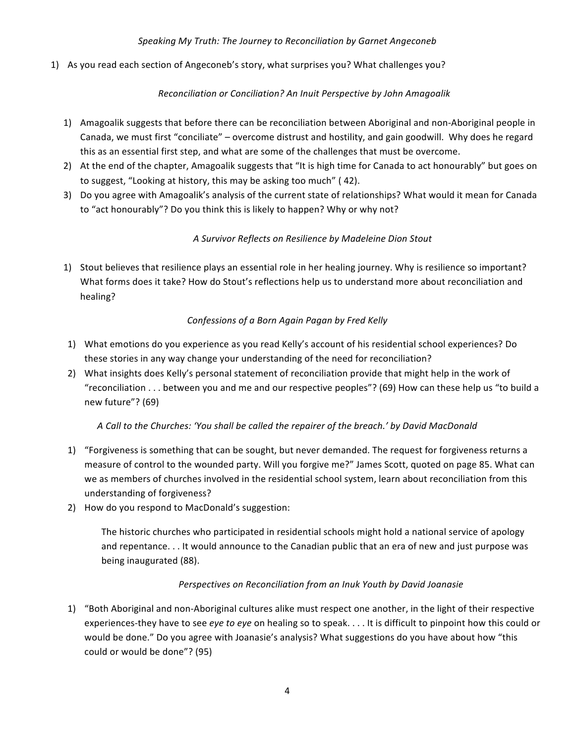*Speaking My Truth: The Journey to Reconciliation by Garnet Angeconeb*

1) As you read each section of Angeconeb's story, what surprises you? What challenges you?

*Reconciliation or Conciliation? An Inuit Perspective by John Amagoalik*

1) Amagoalik suggests that before there can be reconciliation between Aboriginal and non-Aboriginal people in Canada, we must first "conciliate" – overcome distrust and hostility, and gain goodwill. Why does he regard this as an essential first step, and what are some of the challenges that must be overcome.
2) At the end of the chapter, Amagoalik suggests that "It is high time for Canada to act honourably" but goes on to suggest, "Looking at history, this may be asking too much" ( 42).
3) Do you agree with Amagoalik's analysis of the current state of relationships? What would it mean for Canada to "act honourably"? Do you think this is likely to happen? Why or why not?

*A Survivor Reflects on Resilience by Madeleine Dion Stout*

1) Stout believes that resilience plays an essential role in her healing journey. Why is resilience so important? What forms does it take? How do Stout's reflections help us to understand more about reconciliation and healing?

*Confessions of a Born Again Pagan by Fred Kelly*

1) What emotions do you experience as you read Kelly's account of his residential school experiences? Do these stories in any way change your understanding of the need for reconciliation?
2) What insights does Kelly's personal statement of reconciliation provide that might help in the work of "reconciliation . . . between you and me and our respective peoples"? (69) How can these help us "to build a new future"? (69)

*A Call to the Churches: 'You shall be called the repairer of the breach.' by David MacDonald*

1) "Forgiveness is something that can be sought, but never demanded. The request for forgiveness returns a measure of control to the wounded party. Will you forgive me?" James Scott, quoted on page 85. What can we as members of churches involved in the residential school system, learn about reconciliation from this understanding of forgiveness?
2) How do you respond to MacDonald's suggestion:

   > The historic churches who participated in residential schools might hold a national service of apology and repentance. . . It would announce to the Canadian public that an era of new and just purpose was being inaugurated (88).

*Perspectives on Reconciliation from an Inuk Youth by David Joanasie*

1) "Both Aboriginal and non-Aboriginal cultures alike must respect one another, in the light of their respective experiences-they have to see *eye to eye* on healing so to speak. . . . It is difficult to pinpoint how this could or would be done." Do you agree with Joanasie's analysis? What suggestions do you have about how "this could or would be done"? (95)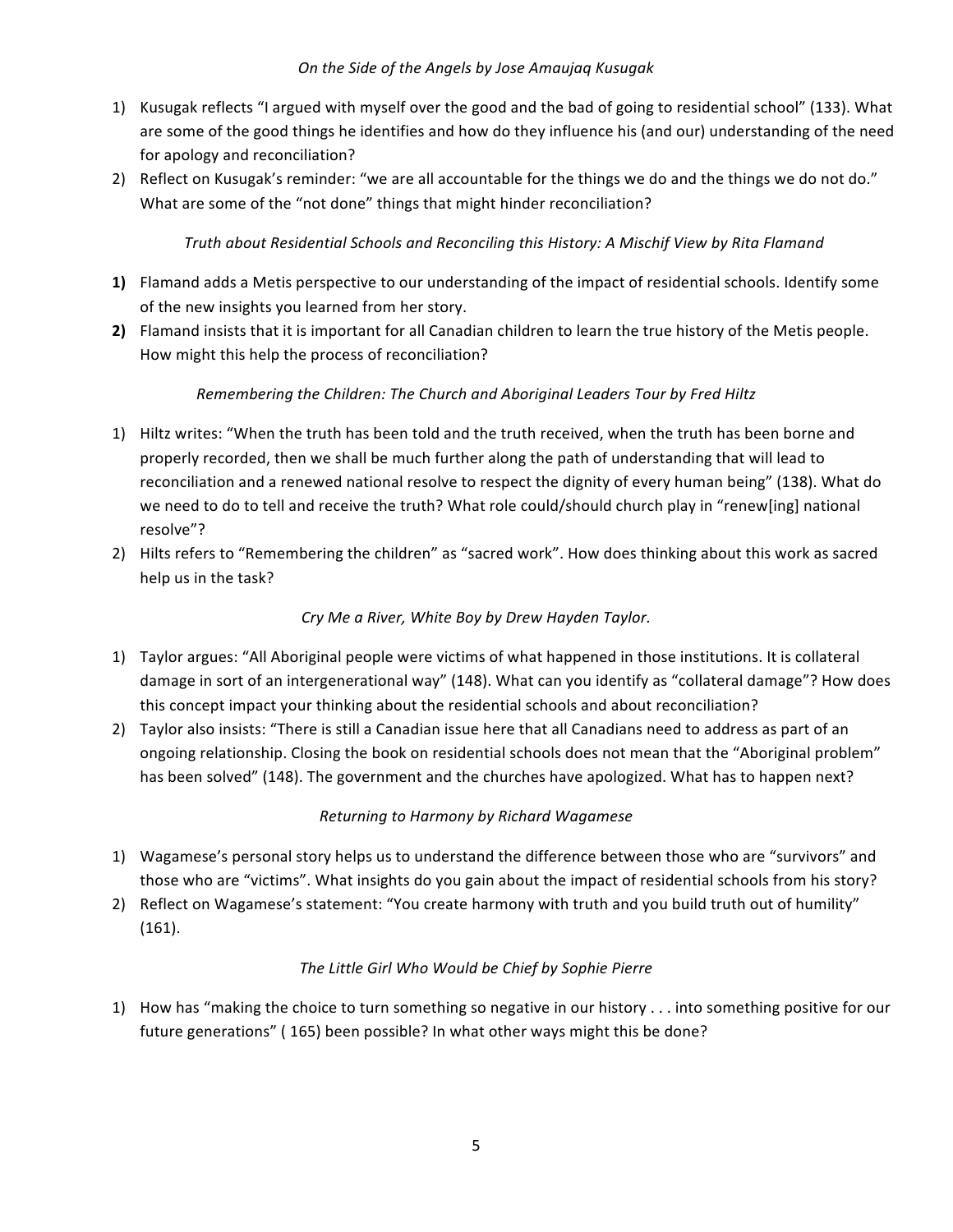*On the Side of the Angels by Jose Amaujaq Kusugak*

1) Kusugak reflects "I argued with myself over the good and the bad of going to residential school" (133). What are some of the good things he identifies and how do they influence his (and our) understanding of the need for apology and reconciliation?
2) Reflect on Kusugak's reminder: "we are all accountable for the things we do and the things we do not do." What are some of the "not done" things that might hinder reconciliation?

*Truth about Residential Schools and Reconciling this History: A Mischif View by Rita Flamand*

**1)** Flamand adds a Metis perspective to our understanding of the impact of residential schools. Identify some of the new insights you learned from her story.
**2)** Flamand insists that it is important for all Canadian children to learn the true history of the Metis people. How might this help the process of reconciliation?

*Remembering the Children: The Church and Aboriginal Leaders Tour by Fred Hiltz*

1) Hiltz writes: "When the truth has been told and the truth received, when the truth has been borne and properly recorded, then we shall be much further along the path of understanding that will lead to reconciliation and a renewed national resolve to respect the dignity of every human being" (138). What do we need to do to tell and receive the truth? What role could/should church play in "renew[ing] national resolve"?
2) Hilts refers to "Remembering the children" as "sacred work". How does thinking about this work as sacred help us in the task?

*Cry Me a River, White Boy by Drew Hayden Taylor.*

1) Taylor argues: "All Aboriginal people were victims of what happened in those institutions. It is collateral damage in sort of an intergenerational way" (148). What can you identify as "collateral damage"? How does this concept impact your thinking about the residential schools and about reconciliation?
2) Taylor also insists: "There is still a Canadian issue here that all Canadians need to address as part of an ongoing relationship. Closing the book on residential schools does not mean that the "Aboriginal problem" has been solved" (148). The government and the churches have apologized. What has to happen next?

*Returning to Harmony by Richard Wagamese*

1) Wagamese's personal story helps us to understand the difference between those who are "survivors" and those who are "victims". What insights do you gain about the impact of residential schools from his story?
2) Reflect on Wagamese's statement: "You create harmony with truth and you build truth out of humility" (161).

*The Little Girl Who Would be Chief by Sophie Pierre*

1) How has "making the choice to turn something so negative in our history . . . into something positive for our future generations" ( 165) been possible? In what other ways might this be done?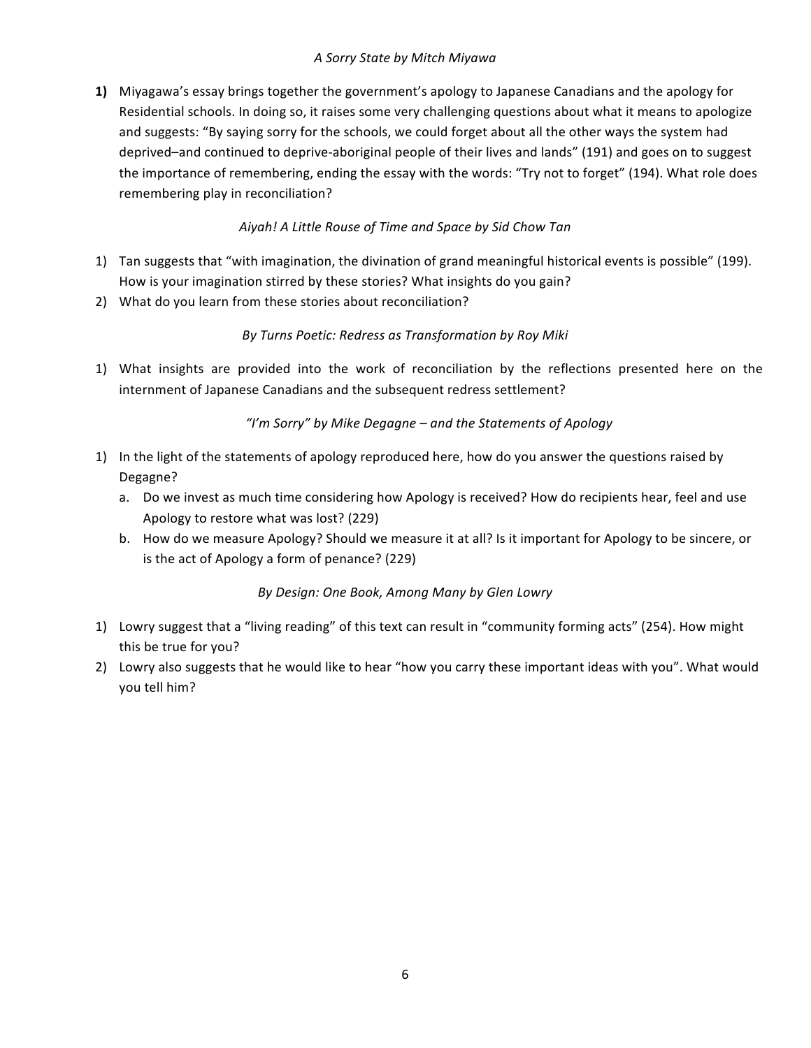*A Sorry State by Mitch Miyawa*

**1)** Miyagawa's essay brings together the government's apology to Japanese Canadians and the apology for Residential schools. In doing so, it raises some very challenging questions about what it means to apologize and suggests: "By saying sorry for the schools, we could forget about all the other ways the system had deprived–and continued to deprive-aboriginal people of their lives and lands" (191) and goes on to suggest the importance of remembering, ending the essay with the words: "Try not to forget" (194). What role does remembering play in reconciliation?

*Aiyah! A Little Rouse of Time and Space by Sid Chow Tan*

1) Tan suggests that "with imagination, the divination of grand meaningful historical events is possible" (199). How is your imagination stirred by these stories? What insights do you gain?
2) What do you learn from these stories about reconciliation?

*By Turns Poetic: Redress as Transformation by Roy Miki*

1) What insights are provided into the work of reconciliation by the reflections presented here on the internment of Japanese Canadians and the subsequent redress settlement?

*"I'm Sorry" by Mike Degagne – and the Statements of Apology*

1) In the light of the statements of apology reproduced here, how do you answer the questions raised by Degagne?
   a. Do we invest as much time considering how Apology is received? How do recipients hear, feel and use Apology to restore what was lost? (229)
   b. How do we measure Apology? Should we measure it at all? Is it important for Apology to be sincere, or is the act of Apology a form of penance? (229)

*By Design: One Book, Among Many by Glen Lowry*

1) Lowry suggest that a "living reading" of this text can result in "community forming acts" (254). How might this be true for you?
2) Lowry also suggests that he would like to hear "how you carry these important ideas with you". What would you tell him?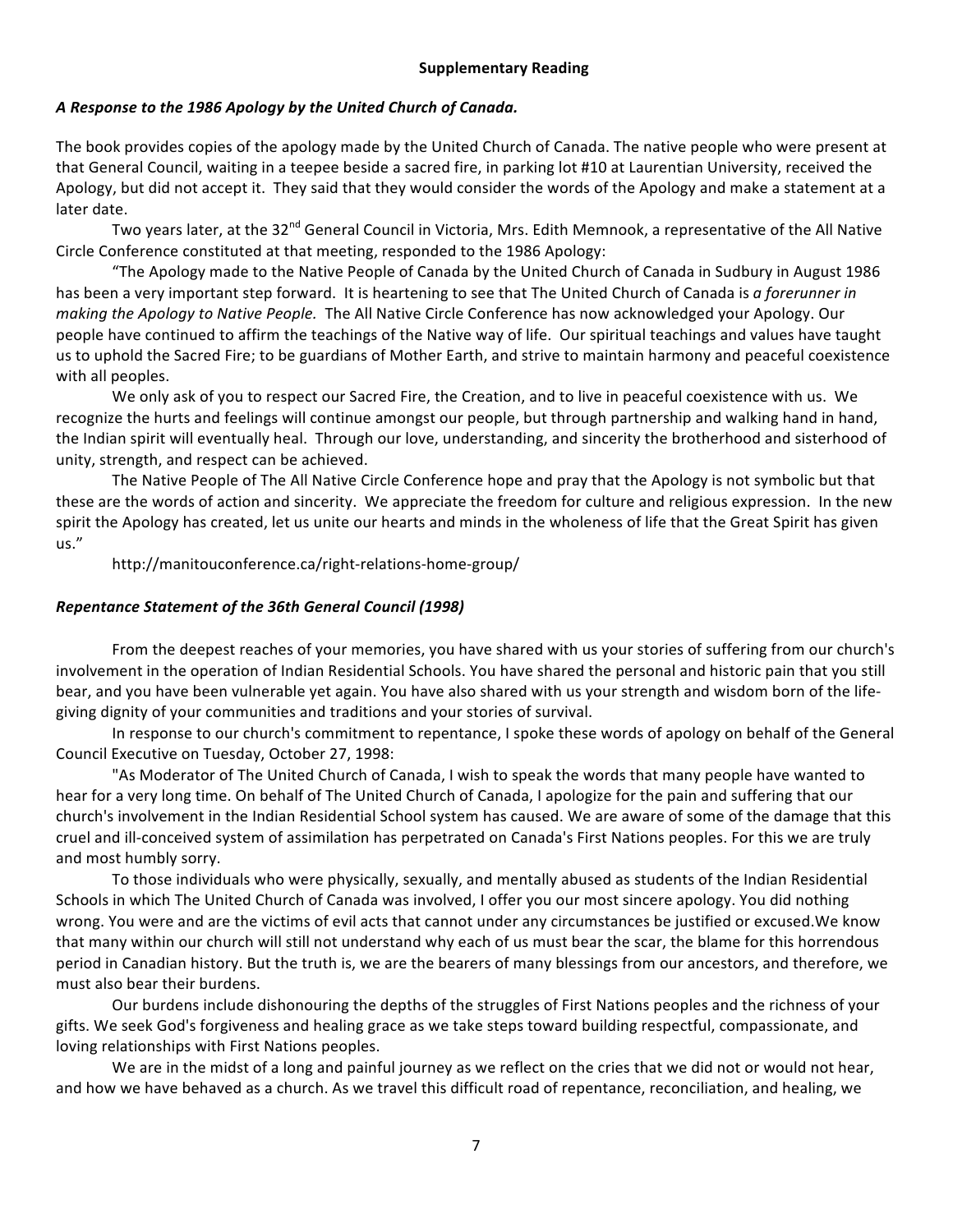**Supplementary Reading**

***A Response to the 1986 Apology by the United Church of Canada.***

The book provides copies of the apology made by the United Church of Canada. The native people who were present at that General Council, waiting in a teepee beside a sacred fire, in parking lot #10 at Laurentian University, received the Apology, but did not accept it. They said that they would consider the words of the Apology and make a statement at a later date.

Two years later, at the 32nd General Council in Victoria, Mrs. Edith Memnook, a representative of the All Native Circle Conference constituted at that meeting, responded to the 1986 Apology:

"The Apology made to the Native People of Canada by the United Church of Canada in Sudbury in August 1986 has been a very important step forward. It is heartening to see that The United Church of Canada is *a forerunner in making the Apology to Native People.* The All Native Circle Conference has now acknowledged your Apology. Our people have continued to affirm the teachings of the Native way of life. Our spiritual teachings and values have taught us to uphold the Sacred Fire; to be guardians of Mother Earth, and strive to maintain harmony and peaceful coexistence with all peoples.

We only ask of you to respect our Sacred Fire, the Creation, and to live in peaceful coexistence with us. We recognize the hurts and feelings will continue amongst our people, but through partnership and walking hand in hand, the Indian spirit will eventually heal. Through our love, understanding, and sincerity the brotherhood and sisterhood of unity, strength, and respect can be achieved.

The Native People of The All Native Circle Conference hope and pray that the Apology is not symbolic but that these are the words of action and sincerity. We appreciate the freedom for culture and religious expression. In the new spirit the Apology has created, let us unite our hearts and minds in the wholeness of life that the Great Spirit has given us."

http://manitouconference.ca/right-relations-home-group/

***Repentance Statement of the 36th General Council (1998)***

From the deepest reaches of your memories, you have shared with us your stories of suffering from our church's involvement in the operation of Indian Residential Schools. You have shared the personal and historic pain that you still bear, and you have been vulnerable yet again. You have also shared with us your strength and wisdom born of the life-giving dignity of your communities and traditions and your stories of survival.

In response to our church's commitment to repentance, I spoke these words of apology on behalf of the General Council Executive on Tuesday, October 27, 1998:

"As Moderator of The United Church of Canada, I wish to speak the words that many people have wanted to hear for a very long time. On behalf of The United Church of Canada, I apologize for the pain and suffering that our church's involvement in the Indian Residential School system has caused. We are aware of some of the damage that this cruel and ill-conceived system of assimilation has perpetrated on Canada's First Nations peoples. For this we are truly and most humbly sorry.

To those individuals who were physically, sexually, and mentally abused as students of the Indian Residential Schools in which The United Church of Canada was involved, I offer you our most sincere apology. You did nothing wrong. You were and are the victims of evil acts that cannot under any circumstances be justified or excused.We know that many within our church will still not understand why each of us must bear the scar, the blame for this horrendous period in Canadian history. But the truth is, we are the bearers of many blessings from our ancestors, and therefore, we must also bear their burdens.

Our burdens include dishonouring the depths of the struggles of First Nations peoples and the richness of your gifts. We seek God's forgiveness and healing grace as we take steps toward building respectful, compassionate, and loving relationships with First Nations peoples.

We are in the midst of a long and painful journey as we reflect on the cries that we did not or would not hear, and how we have behaved as a church. As we travel this difficult road of repentance, reconciliation, and healing, we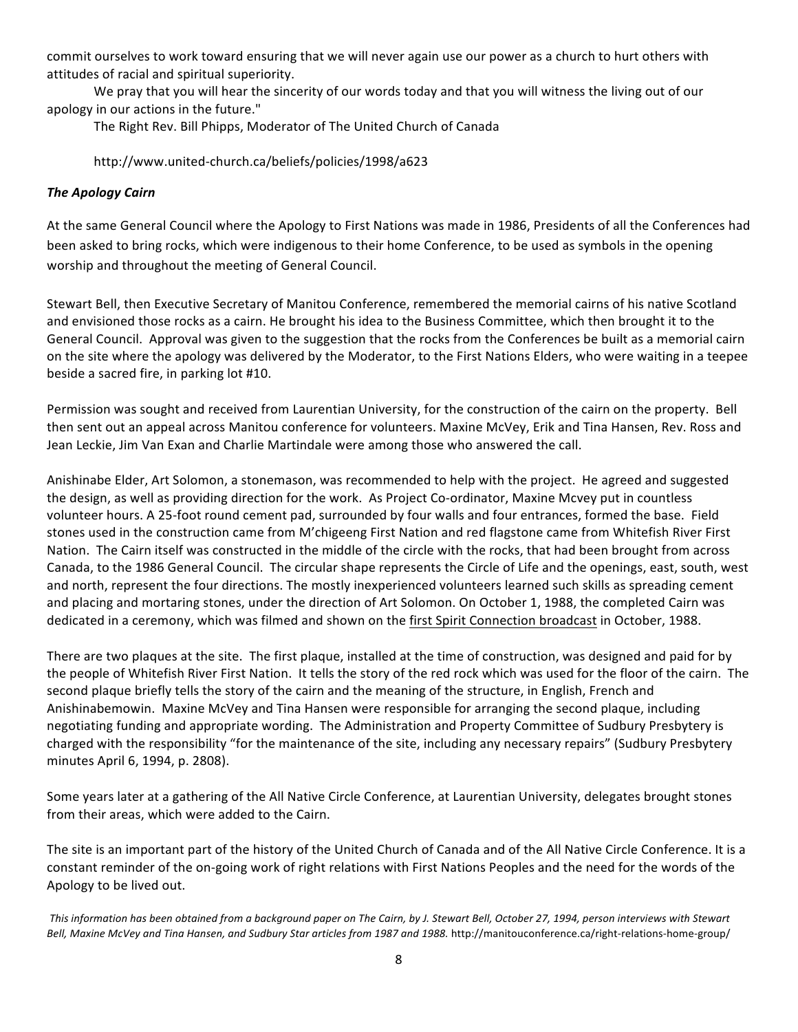commit ourselves to work toward ensuring that we will never again use our power as a church to hurt others with attitudes of racial and spiritual superiority.

We pray that you will hear the sincerity of our words today and that you will witness the living out of our apology in our actions in the future."

The Right Rev. Bill Phipps, Moderator of The United Church of Canada

http://www.united-church.ca/beliefs/policies/1998/a623

***The Apology Cairn***

At the same General Council where the Apology to First Nations was made in 1986, Presidents of all the Conferences had been asked to bring rocks, which were indigenous to their home Conference, to be used as symbols in the opening worship and throughout the meeting of General Council.

Stewart Bell, then Executive Secretary of Manitou Conference, remembered the memorial cairns of his native Scotland and envisioned those rocks as a cairn. He brought his idea to the Business Committee, which then brought it to the General Council. Approval was given to the suggestion that the rocks from the Conferences be built as a memorial cairn on the site where the apology was delivered by the Moderator, to the First Nations Elders, who were waiting in a teepee beside a sacred fire, in parking lot #10.

Permission was sought and received from Laurentian University, for the construction of the cairn on the property. Bell then sent out an appeal across Manitou conference for volunteers. Maxine McVey, Erik and Tina Hansen, Rev. Ross and Jean Leckie, Jim Van Exan and Charlie Martindale were among those who answered the call.

Anishinabe Elder, Art Solomon, a stonemason, was recommended to help with the project. He agreed and suggested the design, as well as providing direction for the work. As Project Co-ordinator, Maxine Mcvey put in countless volunteer hours. A 25-foot round cement pad, surrounded by four walls and four entrances, formed the base. Field stones used in the construction came from M'chigeeng First Nation and red flagstone came from Whitefish River First Nation. The Cairn itself was constructed in the middle of the circle with the rocks, that had been brought from across Canada, to the 1986 General Council. The circular shape represents the Circle of Life and the openings, east, south, west and north, represent the four directions. The mostly inexperienced volunteers learned such skills as spreading cement and placing and mortaring stones, under the direction of Art Solomon. On October 1, 1988, the completed Cairn was dedicated in a ceremony, which was filmed and shown on the first Spirit Connection broadcast in October, 1988.

There are two plaques at the site. The first plaque, installed at the time of construction, was designed and paid for by the people of Whitefish River First Nation. It tells the story of the red rock which was used for the floor of the cairn. The second plaque briefly tells the story of the cairn and the meaning of the structure, in English, French and Anishinabemowin. Maxine McVey and Tina Hansen were responsible for arranging the second plaque, including negotiating funding and appropriate wording. The Administration and Property Committee of Sudbury Presbytery is charged with the responsibility "for the maintenance of the site, including any necessary repairs" (Sudbury Presbytery minutes April 6, 1994, p. 2808).

Some years later at a gathering of the All Native Circle Conference, at Laurentian University, delegates brought stones from their areas, which were added to the Cairn.

The site is an important part of the history of the United Church of Canada and of the All Native Circle Conference. It is a constant reminder of the on-going work of right relations with First Nations Peoples and the need for the words of the Apology to be lived out.

*This information has been obtained from a background paper on The Cairn, by J. Stewart Bell, October 27, 1994, person interviews with Stewart Bell, Maxine McVey and Tina Hansen, and Sudbury Star articles from 1987 and 1988.* http://manitouconference.ca/right-relations-home-group/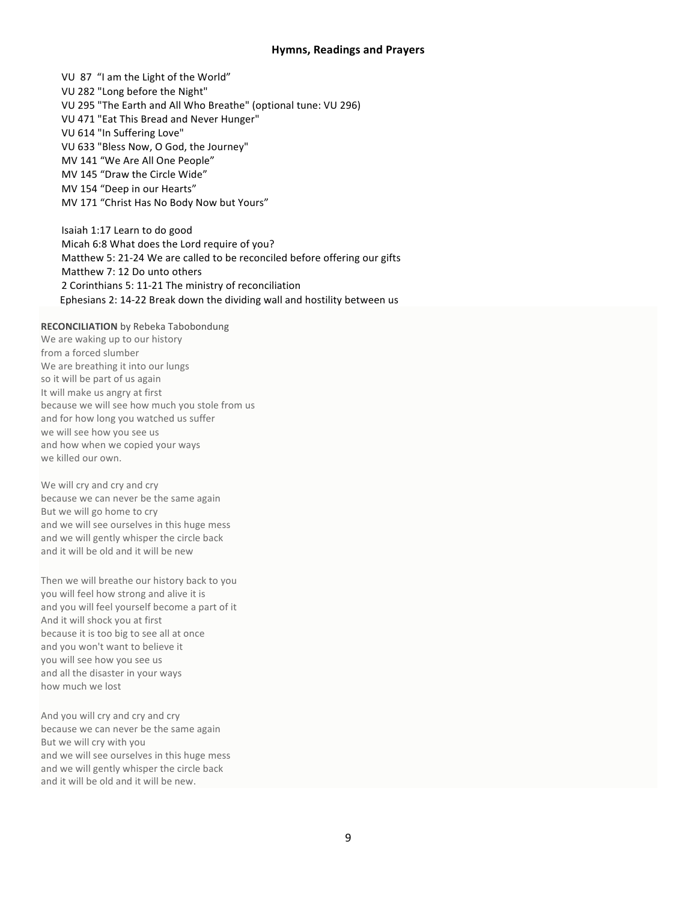## Hymns, Readings and Prayers

VU 87 "I am the Light of the World"
VU 282 "Long before the Night"
VU 295 "The Earth and All Who Breathe" (optional tune: VU 296)
VU 471 "Eat This Bread and Never Hunger"
VU 614 "In Suffering Love"
VU 633 "Bless Now, O God, the Journey"
MV 141 "We Are All One People"
MV 145 "Draw the Circle Wide"
MV 154 "Deep in our Hearts"
MV 171 "Christ Has No Body Now but Yours"

Isaiah 1:17 Learn to do good
Micah 6:8 What does the Lord require of you?
Matthew 5: 21-24 We are called to be reconciled before offering our gifts
Matthew 7: 12 Do unto others
2 Corinthians 5: 11-21 The ministry of reconciliation
Ephesians 2: 14-22 Break down the dividing wall and hostility between us

**RECONCILIATION** by Rebeka Tabobondung
We are waking up to our history
from a forced slumber
We are breathing it into our lungs
so it will be part of us again
It will make us angry at first
because we will see how much you stole from us
and for how long you watched us suffer
we will see how you see us
and how when we copied your ways
we killed our own.

We will cry and cry and cry
because we can never be the same again
But we will go home to cry
and we will see ourselves in this huge mess
and we will gently whisper the circle back
and it will be old and it will be new

Then we will breathe our history back to you
you will feel how strong and alive it is
and you will feel yourself become a part of it
And it will shock you at first
because it is too big to see all at once
and you won't want to believe it
you will see how you see us
and all the disaster in your ways
how much we lost

And you will cry and cry and cry
because we can never be the same again
But we will cry with you
and we will see ourselves in this huge mess
and we will gently whisper the circle back
and it will be old and it will be new.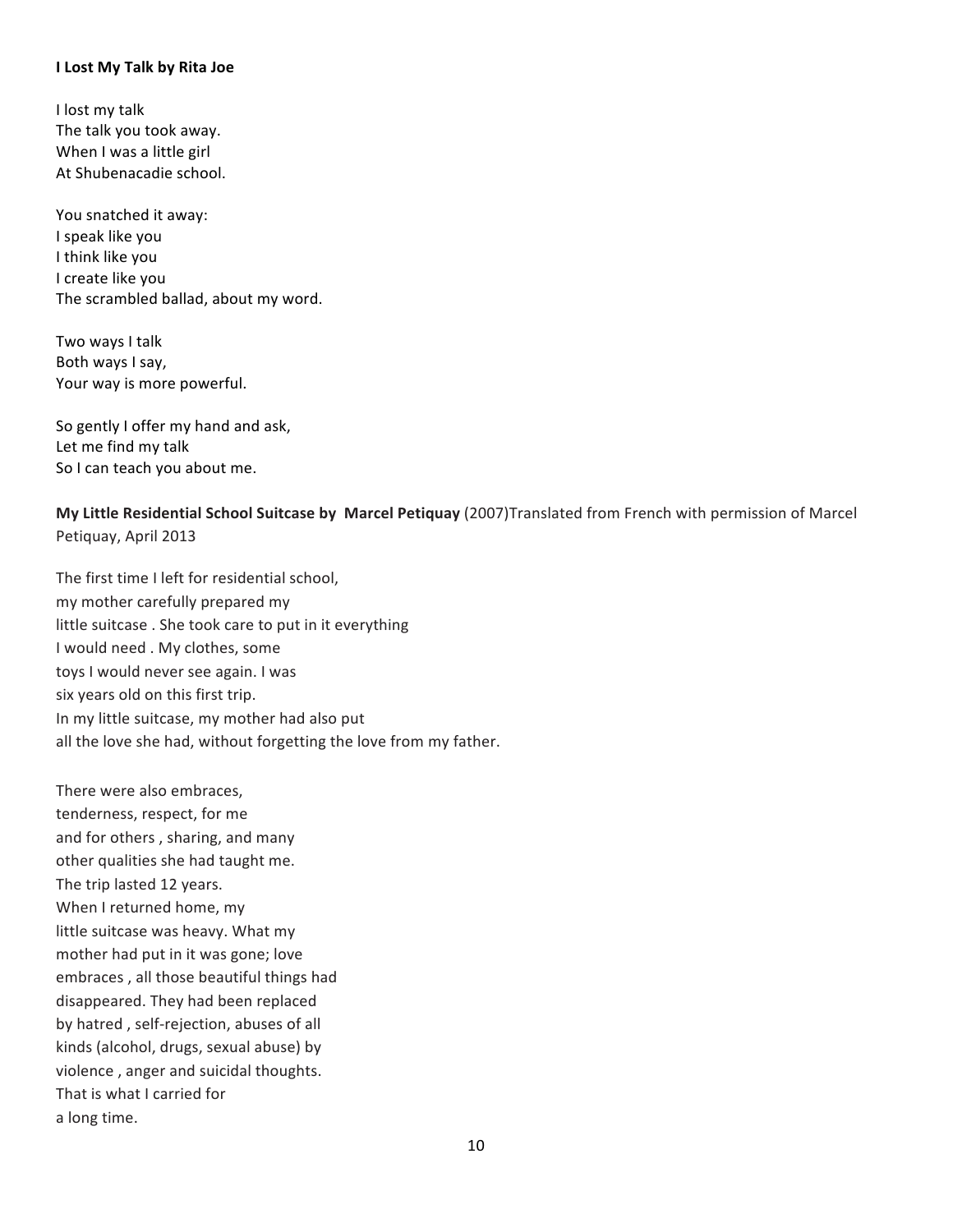**I Lost My Talk by Rita Joe**

I lost my talk  
The talk you took away.  
When I was a little girl  
At Shubenacadie school.

You snatched it away:  
I speak like you  
I think like you  
I create like you  
The scrambled ballad, about my word.

Two ways I talk  
Both ways I say,  
Your way is more powerful.

So gently I offer my hand and ask,  
Let me find my talk  
So I can teach you about me.

**My Little Residential School Suitcase by Marcel Petiquay** (2007)Translated from French with permission of Marcel Petiquay, April 2013

The first time I left for residential school,  
my mother carefully prepared my  
little suitcase . She took care to put in it everything  
I would need . My clothes, some  
toys I would never see again. I was  
six years old on this first trip.  
In my little suitcase, my mother had also put  
all the love she had, without forgetting the love from my father.

There were also embraces,  
tenderness, respect, for me  
and for others , sharing, and many  
other qualities she had taught me.  
The trip lasted 12 years.  
When I returned home, my  
little suitcase was heavy. What my  
mother had put in it was gone; love  
embraces , all those beautiful things had  
disappeared. They had been replaced  
by hatred , self-rejection, abuses of all  
kinds (alcohol, drugs, sexual abuse) by  
violence , anger and suicidal thoughts.  
That is what I carried for  
a long time.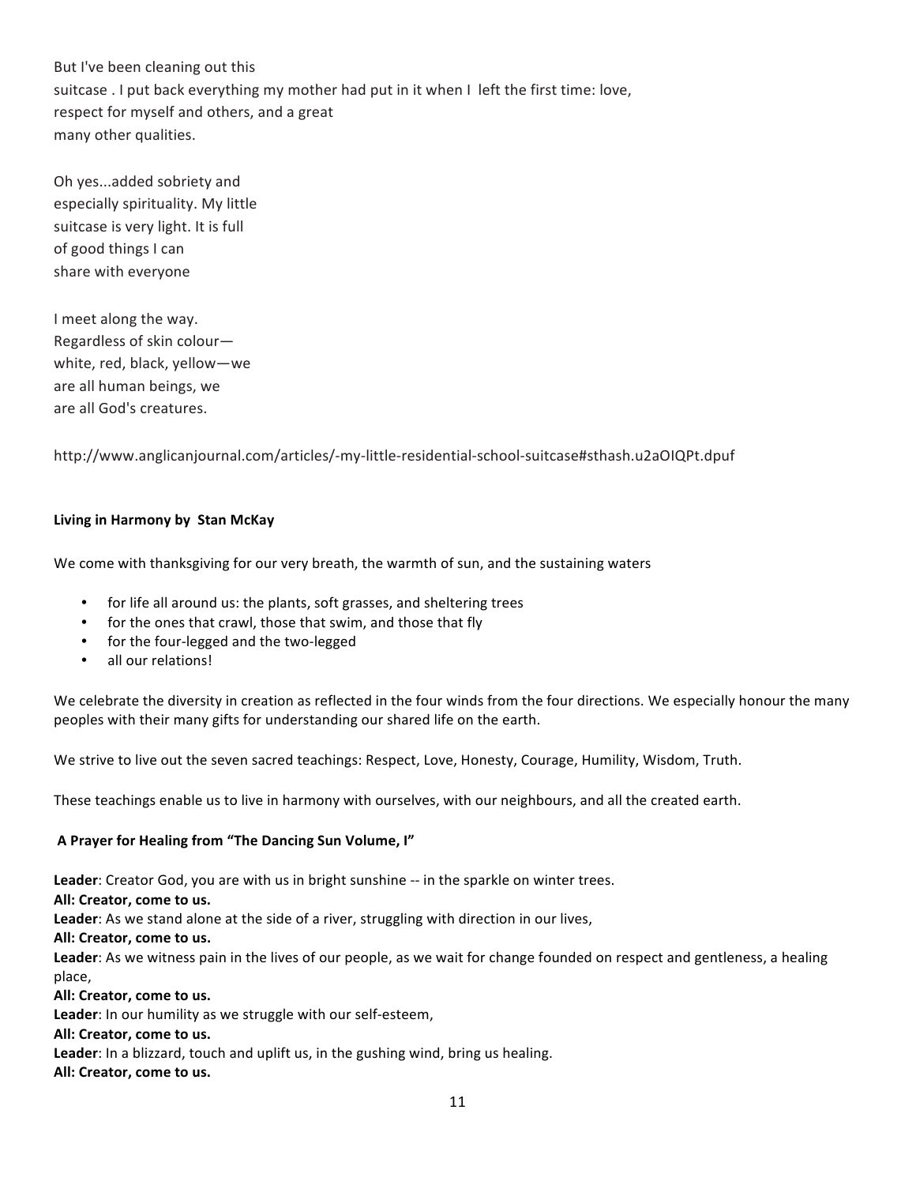But I've been cleaning out this
suitcase . I put back everything my mother had put in it when I left the first time: love,
respect for myself and others, and a great
many other qualities.

Oh yes...added sobriety and
especially spirituality. My little
suitcase is very light. It is full
of good things I can
share with everyone

I meet along the way.
Regardless of skin colour—
white, red, black, yellow—we
are all human beings, we
are all God's creatures.

http://www.anglicanjournal.com/articles/-my-little-residential-school-suitcase#sthash.u2aOIQPt.dpuf

**Living in Harmony by Stan McKay**

We come with thanksgiving for our very breath, the warmth of sun, and the sustaining waters

- for life all around us: the plants, soft grasses, and sheltering trees
- for the ones that crawl, those that swim, and those that fly
- for the four-legged and the two-legged
- all our relations!

We celebrate the diversity in creation as reflected in the four winds from the four directions. We especially honour the many peoples with their many gifts for understanding our shared life on the earth.

We strive to live out the seven sacred teachings: Respect, Love, Honesty, Courage, Humility, Wisdom, Truth.

These teachings enable us to live in harmony with ourselves, with our neighbours, and all the created earth.

**A Prayer for Healing from "The Dancing Sun Volume, I"**

**Leader**: Creator God, you are with us in bright sunshine -- in the sparkle on winter trees.
**All: Creator, come to us.**
**Leader**: As we stand alone at the side of a river, struggling with direction in our lives,
**All: Creator, come to us.**
**Leader**: As we witness pain in the lives of our people, as we wait for change founded on respect and gentleness, a healing place,
**All: Creator, come to us.**
**Leader**: In our humility as we struggle with our self-esteem,
**All: Creator, come to us.**
**Leader**: In a blizzard, touch and uplift us, in the gushing wind, bring us healing.
**All: Creator, come to us.**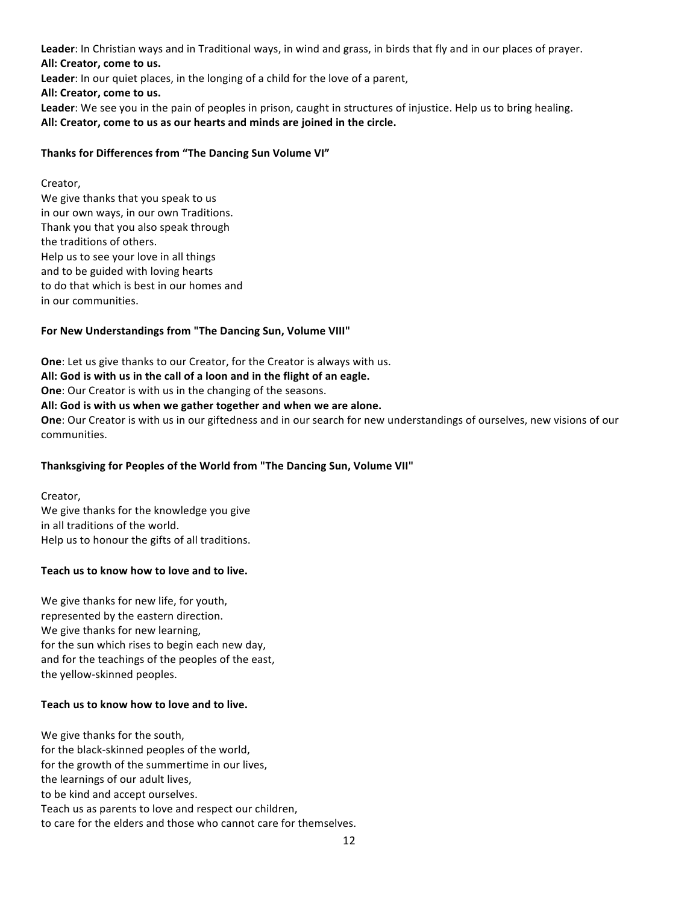**Leader**: In Christian ways and in Traditional ways, in wind and grass, in birds that fly and in our places of prayer.
**All: Creator, come to us.**
**Leader**: In our quiet places, in the longing of a child for the love of a parent,
**All: Creator, come to us.**
**Leader**: We see you in the pain of peoples in prison, caught in structures of injustice. Help us to bring healing.
**All: Creator, come to us as our hearts and minds are joined in the circle.**

**Thanks for Differences from "The Dancing Sun Volume VI"**

Creator,
We give thanks that you speak to us
in our own ways, in our own Traditions.
Thank you that you also speak through
the traditions of others.
Help us to see your love in all things
and to be guided with loving hearts
to do that which is best in our homes and
in our communities.

**For New Understandings from "The Dancing Sun, Volume VIII"**

**One**: Let us give thanks to our Creator, for the Creator is always with us.
**All: God is with us in the call of a loon and in the flight of an eagle.**
**One**: Our Creator is with us in the changing of the seasons.
**All: God is with us when we gather together and when we are alone.**
**One**: Our Creator is with us in our giftedness and in our search for new understandings of ourselves, new visions of our communities.

**Thanksgiving for Peoples of the World from "The Dancing Sun, Volume VII"**

Creator,
We give thanks for the knowledge you give
in all traditions of the world.
Help us to honour the gifts of all traditions.

**Teach us to know how to love and to live.**

We give thanks for new life, for youth,
represented by the eastern direction.
We give thanks for new learning,
for the sun which rises to begin each new day,
and for the teachings of the peoples of the east,
the yellow-skinned peoples.

**Teach us to know how to love and to live.**

We give thanks for the south,
for the black-skinned peoples of the world,
for the growth of the summertime in our lives,
the learnings of our adult lives,
to be kind and accept ourselves.
Teach us as parents to love and respect our children,
to care for the elders and those who cannot care for themselves.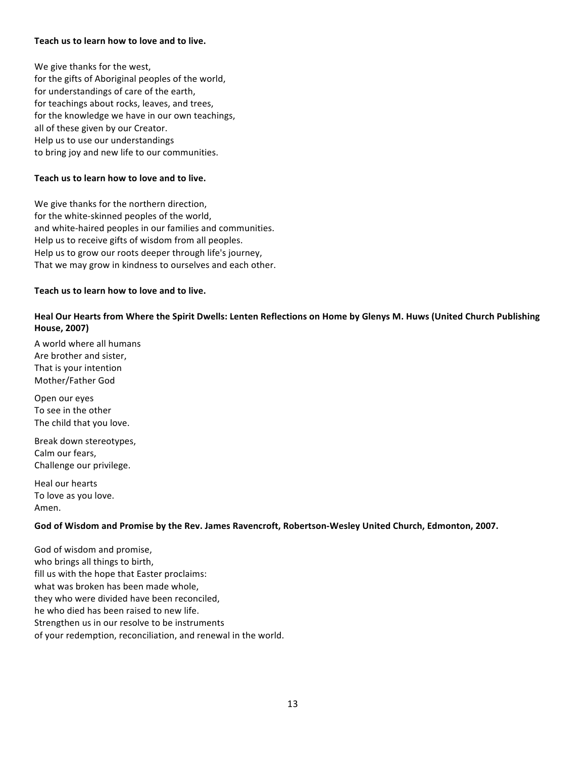**Teach us to learn how to love and to live.**

We give thanks for the west,
for the gifts of Aboriginal peoples of the world,
for understandings of care of the earth,
for teachings about rocks, leaves, and trees,
for the knowledge we have in our own teachings,
all of these given by our Creator.
Help us to use our understandings
to bring joy and new life to our communities.

**Teach us to learn how to love and to live.**

We give thanks for the northern direction,
for the white-skinned peoples of the world,
and white-haired peoples in our families and communities.
Help us to receive gifts of wisdom from all peoples.
Help us to grow our roots deeper through life's journey,
That we may grow in kindness to ourselves and each other.

**Teach us to learn how to love and to live.**

**Heal Our Hearts from Where the Spirit Dwells: Lenten Reflections on Home by Glenys M. Huws (United Church Publishing House, 2007)**

A world where all humans
Are brother and sister,
That is your intention
Mother/Father God

Open our eyes
To see in the other
The child that you love.

Break down stereotypes,
Calm our fears,
Challenge our privilege.

Heal our hearts
To love as you love.
Amen.

**God of Wisdom and Promise by the Rev. James Ravencroft, Robertson-Wesley United Church, Edmonton, 2007.**

God of wisdom and promise,
who brings all things to birth,
fill us with the hope that Easter proclaims:
what was broken has been made whole,
they who were divided have been reconciled,
he who died has been raised to new life.
Strengthen us in our resolve to be instruments
of your redemption, reconciliation, and renewal in the world.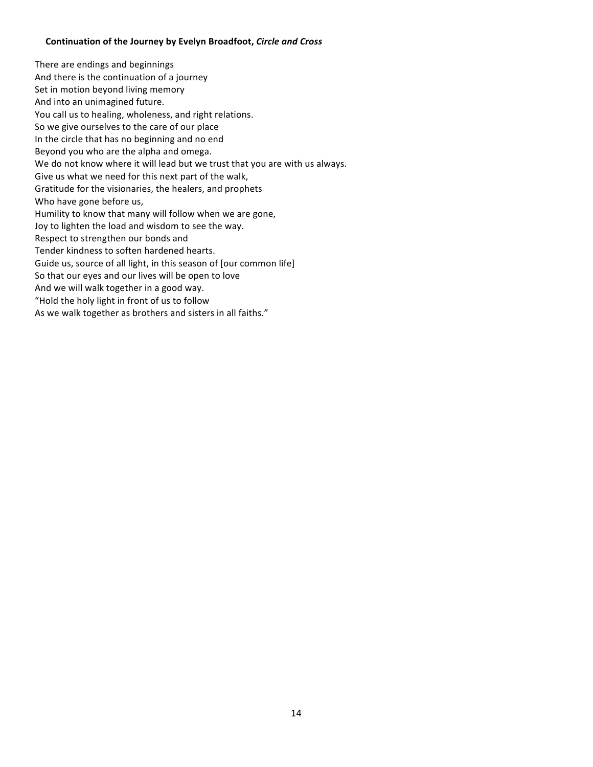**Continuation of the Journey by Evelyn Broadfoot, *Circle and Cross***

There are endings and beginnings  
And there is the continuation of a journey  
Set in motion beyond living memory  
And into an unimagined future.  
You call us to healing, wholeness, and right relations.  
So we give ourselves to the care of our place  
In the circle that has no beginning and no end  
Beyond you who are the alpha and omega.  
We do not know where it will lead but we trust that you are with us always.  
Give us what we need for this next part of the walk,  
Gratitude for the visionaries, the healers, and prophets  
Who have gone before us,  
Humility to know that many will follow when we are gone,  
Joy to lighten the load and wisdom to see the way.  
Respect to strengthen our bonds and  
Tender kindness to soften hardened hearts.  
Guide us, source of all light, in this season of [our common life]  
So that our eyes and our lives will be open to love  
And we will walk together in a good way.  
"Hold the holy light in front of us to follow  
As we walk together as brothers and sisters in all faiths."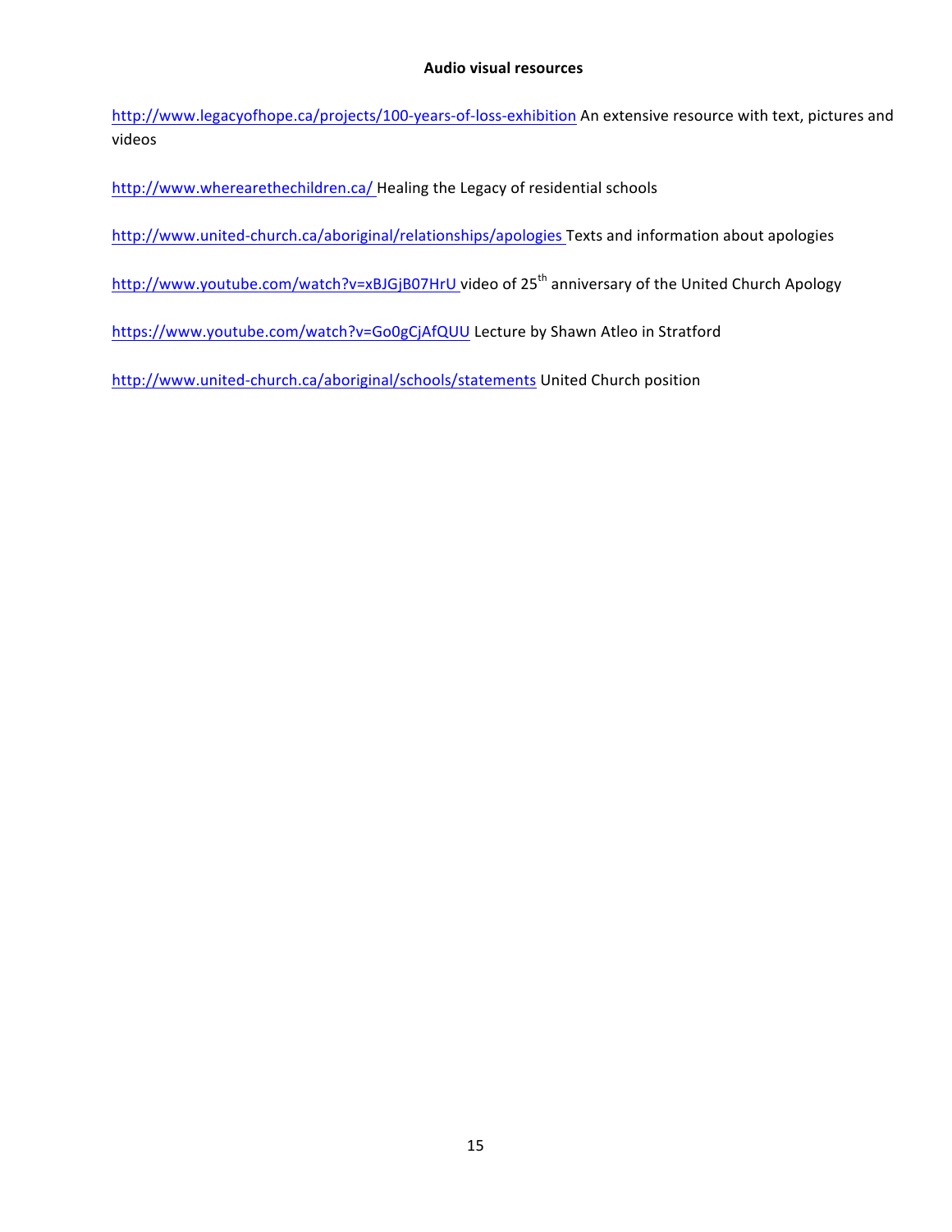**Audio visual resources**

http://www.legacyofhope.ca/projects/100-years-of-loss-exhibition An extensive resource with text, pictures and videos

http://www.wherearethechildren.ca/ Healing the Legacy of residential schools

http://www.united-church.ca/aboriginal/relationships/apologies Texts and information about apologies

http://www.youtube.com/watch?v=xBJGjB07HrU video of 25th anniversary of the United Church Apology

https://www.youtube.com/watch?v=Go0gCjAfQUU Lecture by Shawn Atleo in Stratford

http://www.united-church.ca/aboriginal/schools/statements United Church position